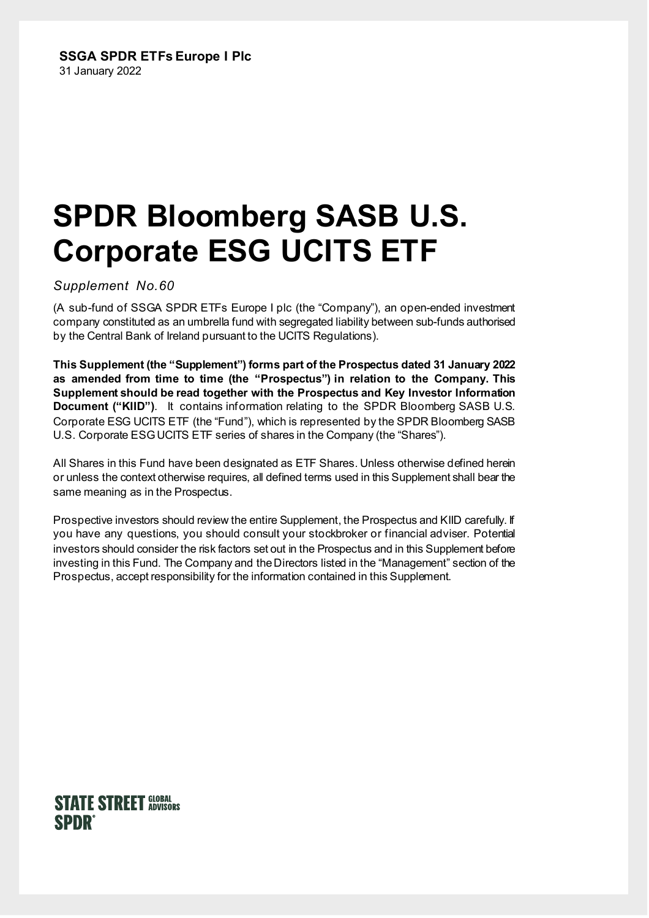**SSGA SPDR ETFs Europe I Plc**
31 January 2022

# SPDR Bloomberg SASB U.S. Corporate ESG UCITS ETF

*Supplement No.60*

(A sub-fund of SSGA SPDR ETFs Europe I plc (the "Company"), an open-ended investment company constituted as an umbrella fund with segregated liability between sub-funds authorised by the Central Bank of Ireland pursuant to the UCITS Regulations).

**This Supplement (the "Supplement") forms part of the Prospectus dated 31 January 2022 as amended from time to time (the "Prospectus") in relation to the Company. This Supplement should be read together with the Prospectus and Key Investor Information Document ("KIID")**. It contains information relating to the SPDR Bloomberg SASB U.S. Corporate ESG UCITS ETF (the "Fund"), which is represented by the SPDR Bloomberg SASB U.S. Corporate ESG UCITS ETF series of shares in the Company (the "Shares").

All Shares in this Fund have been designated as ETF Shares. Unless otherwise defined herein or unless the context otherwise requires, all defined terms used in this Supplement shall bear the same meaning as in the Prospectus.

Prospective investors should review the entire Supplement, the Prospectus and KIID carefully. If you have any questions, you should consult your stockbroker or financial adviser. Potential investors should consider the risk factors set out in the Prospectus and in this Supplement before investing in this Fund. The Company and the Directors listed in the "Management" section of the Prospectus, accept responsibility for the information contained in this Supplement.

STATE STREET GLOBAL ADVISORS
SPDR®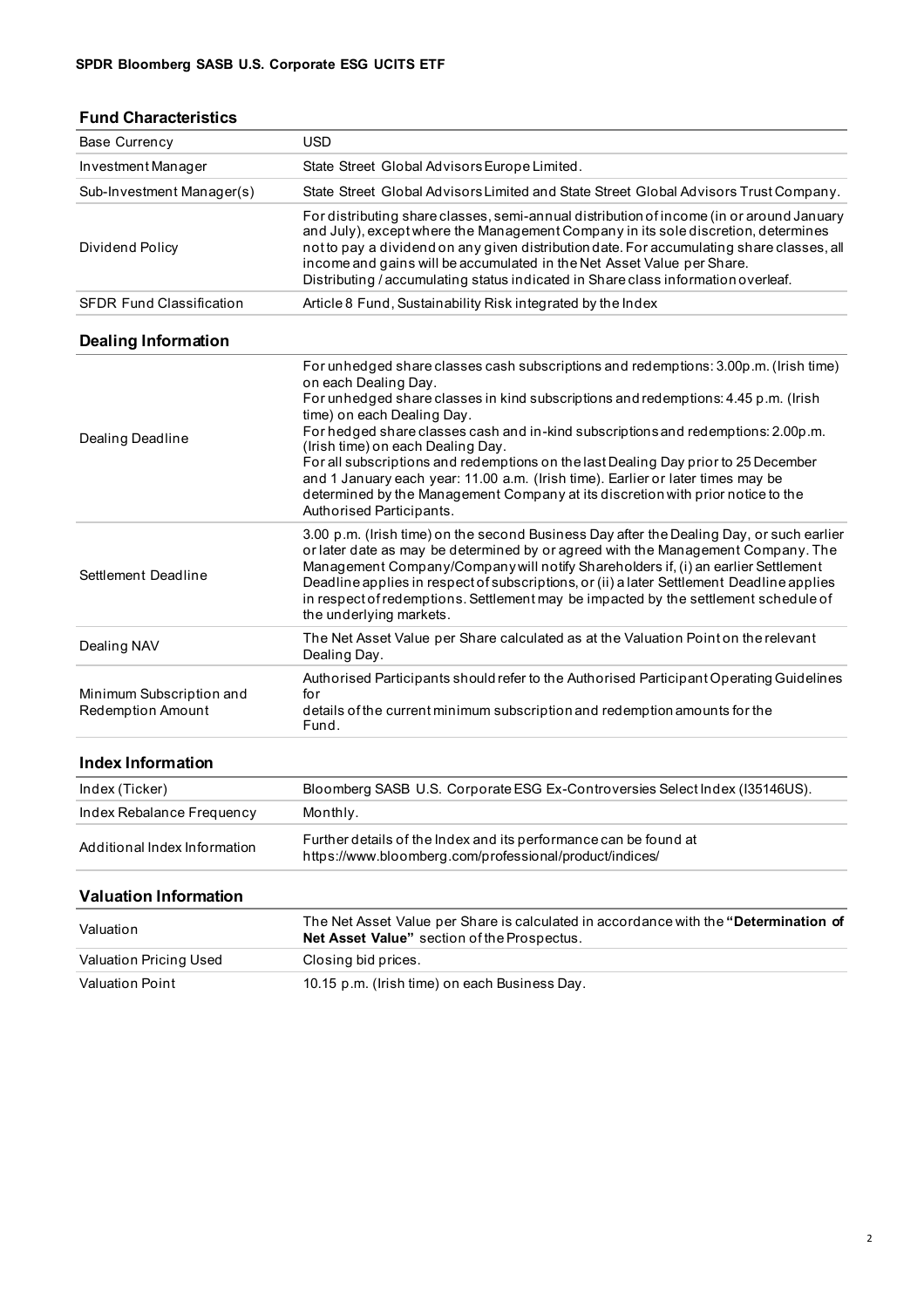**SPDR Bloomberg SASB U.S. Corporate ESG UCITS ETF**

## Fund Characteristics

| | |
|---|---|
| Base Currency | USD |
| Investment Manager | State Street Global Advisors Europe Limited. |
| Sub-Investment Manager(s) | State Street Global Advisors Limited and State Street Global Advisors Trust Company. |
| Dividend Policy | For distributing share classes, semi-annual distribution of income (in or around January and July), except where the Management Company in its sole discretion, determines not to pay a dividend on any given distribution date. For accumulating share classes, all income and gains will be accumulated in the Net Asset Value per Share. Distributing / accumulating status indicated in Share class information overleaf. |
| SFDR Fund Classification | Article 8 Fund, Sustainability Risk integrated by the Index |

## Dealing Information

| | |
|---|---|
| Dealing Deadline | For unhedged share classes cash subscriptions and redemptions: 3.00p.m. (Irish time) on each Dealing Day. For unhedged share classes in kind subscriptions and redemptions: 4.45 p.m. (Irish time) on each Dealing Day. For hedged share classes cash and in-kind subscriptions and redemptions: 2.00p.m. (Irish time) on each Dealing Day. For all subscriptions and redemptions on the last Dealing Day prior to 25 December and 1 January each year: 11.00 a.m. (Irish time). Earlier or later times may be determined by the Management Company at its discretion with prior notice to the Authorised Participants. |
| Settlement Deadline | 3.00 p.m. (Irish time) on the second Business Day after the Dealing Day, or such earlier or later date as may be determined by or agreed with the Management Company. The Management Company/Company will notify Shareholders if, (i) an earlier Settlement Deadline applies in respect of subscriptions, or (ii) a later Settlement Deadline applies in respect of redemptions. Settlement may be impacted by the settlement schedule of the underlying markets. |
| Dealing NAV | The Net Asset Value per Share calculated as at the Valuation Point on the relevant Dealing Day. |
| Minimum Subscription and Redemption Amount | Authorised Participants should refer to the Authorised Participant Operating Guidelines for details of the current minimum subscription and redemption amounts for the Fund. |

## Index Information

| | |
|---|---|
| Index (Ticker) | Bloomberg SASB U.S. Corporate ESG Ex-Controversies Select Index (I35146US). |
| Index Rebalance Frequency | Monthly. |
| Additional Index Information | Further details of the Index and its performance can be found at https://www.bloomberg.com/professional/product/indices/ |

## Valuation Information

| | |
|---|---|
| Valuation | The Net Asset Value per Share is calculated in accordance with the **"Determination of Net Asset Value"** section of the Prospectus. |
| Valuation Pricing Used | Closing bid prices. |
| Valuation Point | 10.15 p.m. (Irish time) on each Business Day. |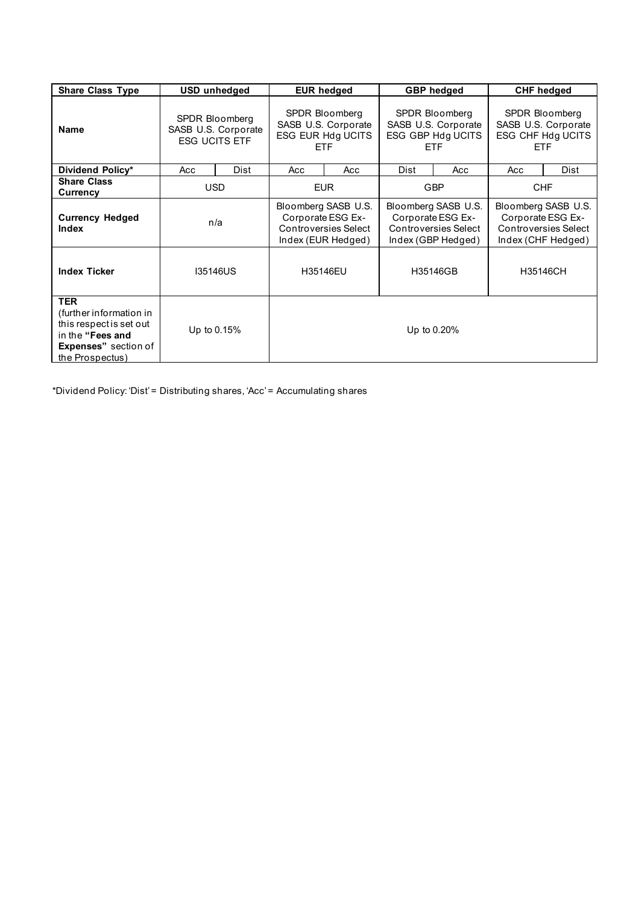| Share Class Type | USD unhedged | | EUR hedged | | GBP hedged | | CHF hedged | |
|---|---|---|---|---|---|---|---|---|
| **Name** | SPDR Bloomberg SASB U.S. Corporate ESG UCITS ETF | | SPDR Bloomberg SASB U.S. Corporate ESG EUR Hdg UCITS ETF | | SPDR Bloomberg SASB U.S. Corporate ESG GBP Hdg UCITS ETF | | SPDR Bloomberg SASB U.S. Corporate ESG CHF Hdg UCITS ETF | |
| **Dividend Policy*** | Acc | Dist | Acc | Acc | Dist | Acc | Acc | Dist |
| **Share Class Currency** | USD | | EUR | | GBP | | CHF | |
| **Currency Hedged Index** | n/a | | Bloomberg SASB U.S. Corporate ESG Ex-Controversies Select Index (EUR Hedged) | | Bloomberg SASB U.S. Corporate ESG Ex-Controversies Select Index (GBP Hedged) | | Bloomberg SASB U.S. Corporate ESG Ex-Controversies Select Index (CHF Hedged) | |
| **Index Ticker** | I35146US | | H35146EU | | H35146GB | | H35146CH | |
| **TER** (further information in this respect is set out in the **"Fees and Expenses"** section of the Prospectus) | Up to 0.15% | | Up to 0.20% | | | | | |

*Dividend Policy: 'Dist' = Distributing shares, 'Acc' = Accumulating shares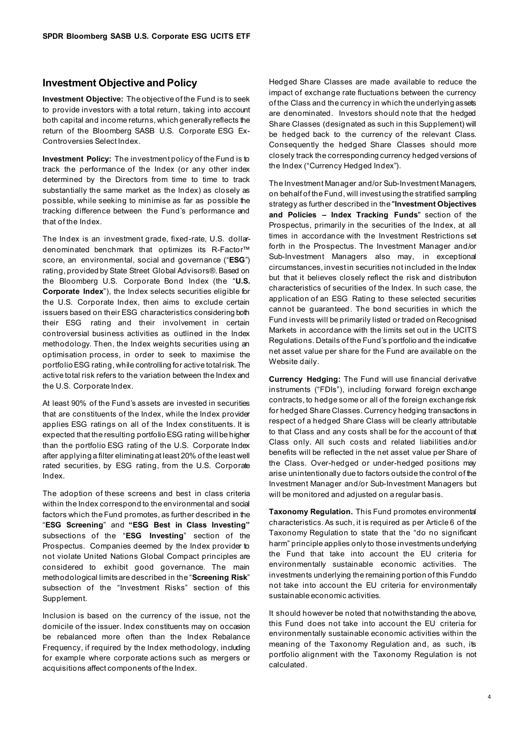## Investment Objective and Policy

**Investment Objective:** The objective of the Fund is to seek to provide investors with a total return, taking into account both capital and income returns, which generally reflects the return of the Bloomberg SASB U.S. Corporate ESG Ex-Controversies Select Index.

**Investment Policy:** The investment policy of the Fund is to track the performance of the Index (or any other index determined by the Directors from time to time to track substantially the same market as the Index) as closely as possible, while seeking to minimise as far as possible the tracking difference between the Fund's performance and that of the Index.

The Index is an investment grade, fixed-rate, U.S. dollar-denominated benchmark that optimizes its R-Factor™ score, an environmental, social and governance ("**ESG**") rating, provided by State Street Global Advisors®. Based on the Bloomberg U.S. Corporate Bond Index (the "**U.S. Corporate Index**"), the Index selects securities eligible for the U.S. Corporate Index, then aims to exclude certain issuers based on their ESG characteristics considering both their ESG rating and their involvement in certain controversial business activities as outlined in the Index methodology. Then, the Index weights securities using an optimisation process, in order to seek to maximise the portfolio ESG rating, while controlling for active total risk. The active total risk refers to the variation between the Index and the U.S. Corporate Index.

At least 90% of the Fund's assets are invested in securities that are constituents of the Index, while the Index provider applies ESG ratings on all of the Index constituents. It is expected that the resulting portfolio ESG rating will be higher than the portfolio ESG rating of the U.S. Corporate Index after applying a filter eliminating at least 20% of the least well rated securities, by ESG rating, from the U.S. Corporate Index.

The adoption of these screens and best in class criteria within the Index correspond to the environmental and social factors which the Fund promotes, as further described in the "**ESG Screening**" and **"ESG Best in Class Investing"** subsections of the "**ESG Investing**" section of the Prospectus. Companies deemed by the Index provider to not violate United Nations Global Compact principles are considered to exhibit good governance. The main methodological limits are described in the "**Screening Risk**" subsection of the "Investment Risks" section of this Supplement.

Inclusion is based on the currency of the issue, not the domicile of the issuer. Index constituents may on occasion be rebalanced more often than the Index Rebalance Frequency, if required by the Index methodology, including for example where corporate actions such as mergers or acquisitions affect components of the Index.

Hedged Share Classes are made available to reduce the impact of exchange rate fluctuations between the currency of the Class and the currency in which the underlying assets are denominated. Investors should note that the hedged Share Classes (designated as such in this Supplement) will be hedged back to the currency of the relevant Class. Consequently the hedged Share Classes should more closely track the corresponding currency hedged versions of the Index ("Currency Hedged Index").

The Investment Manager and/or Sub-Investment Managers, on behalf of the Fund, will invest using the stratified sampling strategy as further described in the "**Investment Objectives and Policies – Index Tracking Funds**" section of the Prospectus, primarily in the securities of the Index, at all times in accordance with the Investment Restrictions set forth in the Prospectus. The Investment Manager and/or Sub-Investment Managers also may, in exceptional circumstances, invest in securities not included in the Index but that it believes closely reflect the risk and distribution characteristics of securities of the Index. In such case, the application of an ESG Rating to these selected securities cannot be guaranteed. The bond securities in which the Fund invests will be primarily listed or traded on Recognised Markets in accordance with the limits set out in the UCITS Regulations. Details of the Fund's portfolio and the indicative net asset value per share for the Fund are available on the Website daily.

**Currency Hedging:** The Fund will use financial derivative instruments ("FDIs"), including forward foreign exchange contracts, to hedge some or all of the foreign exchange risk for hedged Share Classes. Currency hedging transactions in respect of a hedged Share Class will be clearly attributable to that Class and any costs shall be for the account of that Class only. All such costs and related liabilities and/or benefits will be reflected in the net asset value per Share of the Class. Over-hedged or under-hedged positions may arise unintentionally due to factors outside the control of the Investment Manager and/or Sub-Investment Managers but will be monitored and adjusted on a regular basis.

**Taxonomy Regulation.** This Fund promotes environmental characteristics. As such, it is required as per Article 6 of the Taxonomy Regulation to state that the "do no significant harm" principle applies only to those investments underlying the Fund that take into account the EU criteria for environmentally sustainable economic activities. The investments underlying the remaining portion of this Fund do not take into account the EU criteria for environmentally sustainable economic activities.

It should however be noted that notwithstanding the above, this Fund does not take into account the EU criteria for environmentally sustainable economic activities within the meaning of the Taxonomy Regulation and, as such, its portfolio alignment with the Taxonomy Regulation is not calculated.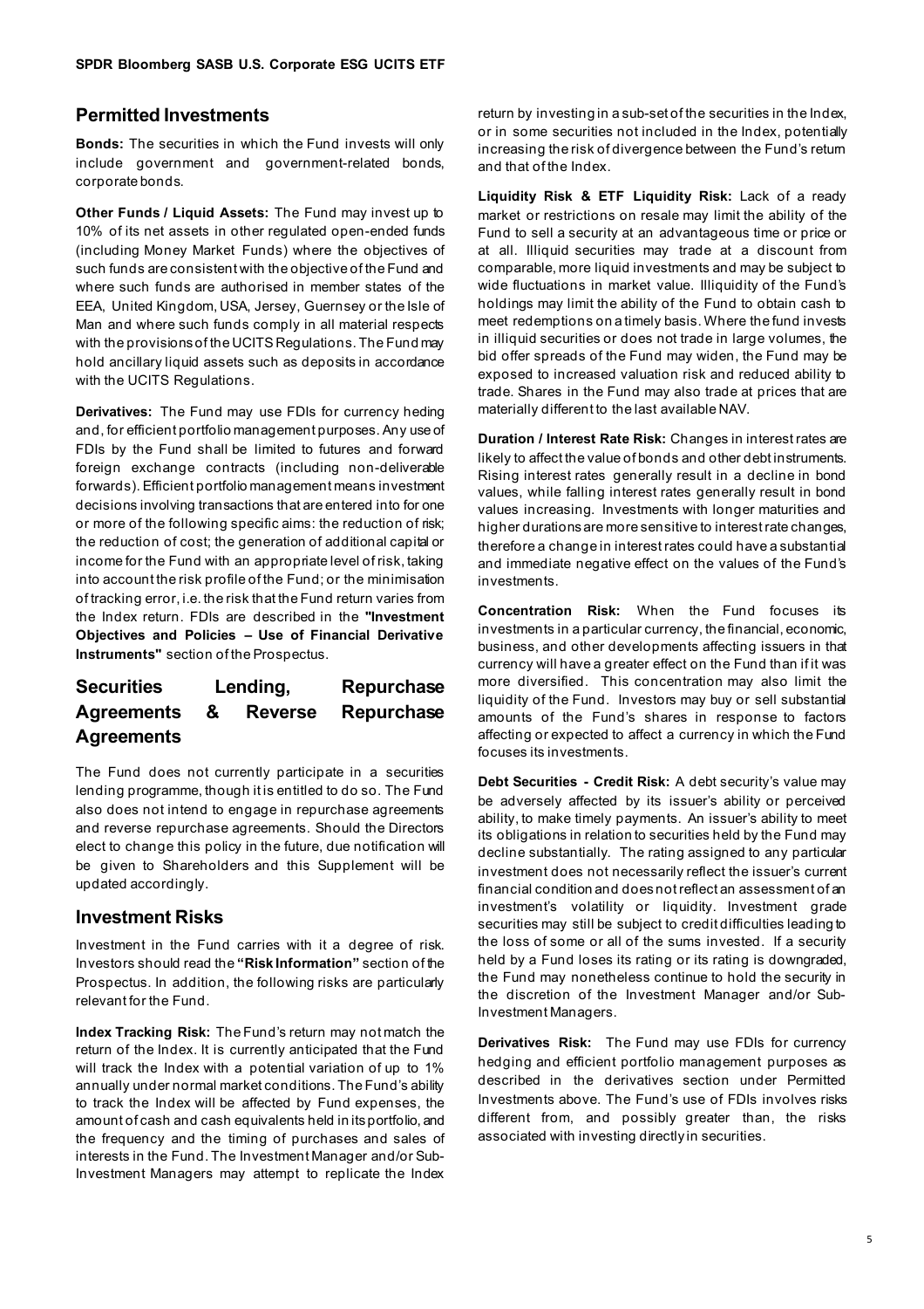## Permitted Investments

**Bonds:** The securities in which the Fund invests will only include government and government-related bonds, corporate bonds.

**Other Funds / Liquid Assets:** The Fund may invest up to 10% of its net assets in other regulated open-ended funds (including Money Market Funds) where the objectives of such funds are consistent with the objective of the Fund and where such funds are authorised in member states of the EEA, United Kingdom, USA, Jersey, Guernsey or the Isle of Man and where such funds comply in all material respects with the provisions of the UCITS Regulations. The Fund may hold ancillary liquid assets such as deposits in accordance with the UCITS Regulations.

**Derivatives:** The Fund may use FDIs for currency heding and, for efficient portfolio management purposes. Any use of FDIs by the Fund shall be limited to futures and forward foreign exchange contracts (including non-deliverable forwards). Efficient portfolio management means investment decisions involving transactions that are entered into for one or more of the following specific aims: the reduction of risk; the reduction of cost; the generation of additional capital or income for the Fund with an appropriate level of risk, taking into account the risk profile of the Fund; or the minimisation of tracking error, i.e. the risk that the Fund return varies from the Index return. FDIs are described in the **"Investment Objectives and Policies – Use of Financial Derivative Instruments"** section of the Prospectus.

## Securities Lending, Repurchase Agreements & Reverse Repurchase Agreements

The Fund does not currently participate in a securities lending programme, though it is entitled to do so. The Fund also does not intend to engage in repurchase agreements and reverse repurchase agreements. Should the Directors elect to change this policy in the future, due notification will be given to Shareholders and this Supplement will be updated accordingly.

## Investment Risks

Investment in the Fund carries with it a degree of risk. Investors should read the **"Risk Information"** section of the Prospectus. In addition, the following risks are particularly relevant for the Fund.

**Index Tracking Risk:** The Fund's return may not match the return of the Index. It is currently anticipated that the Fund will track the Index with a potential variation of up to 1% annually under normal market conditions. The Fund's ability to track the Index will be affected by Fund expenses, the amount of cash and cash equivalents held in its portfolio, and the frequency and the timing of purchases and sales of interests in the Fund. The Investment Manager and/or Sub-Investment Managers may attempt to replicate the Index return by investing in a sub-set of the securities in the Index, or in some securities not included in the Index, potentially increasing the risk of divergence between the Fund's return and that of the Index.

**Liquidity Risk & ETF Liquidity Risk:** Lack of a ready market or restrictions on resale may limit the ability of the Fund to sell a security at an advantageous time or price or at all. Illiquid securities may trade at a discount from comparable, more liquid investments and may be subject to wide fluctuations in market value. Illiquidity of the Fund's holdings may limit the ability of the Fund to obtain cash to meet redemptions on a timely basis. Where the fund invests in illiquid securities or does not trade in large volumes, the bid offer spreads of the Fund may widen, the Fund may be exposed to increased valuation risk and reduced ability to trade. Shares in the Fund may also trade at prices that are materially different to the last available NAV.

**Duration / Interest Rate Risk:** Changes in interest rates are likely to affect the value of bonds and other debt instruments. Rising interest rates generally result in a decline in bond values, while falling interest rates generally result in bond values increasing. Investments with longer maturities and higher durations are more sensitive to interest rate changes, therefore a change in interest rates could have a substantial and immediate negative effect on the values of the Fund's investments.

**Concentration Risk:** When the Fund focuses its investments in a particular currency, the financial, economic, business, and other developments affecting issuers in that currency will have a greater effect on the Fund than if it was more diversified. This concentration may also limit the liquidity of the Fund. Investors may buy or sell substantial amounts of the Fund's shares in response to factors affecting or expected to affect a currency in which the Fund focuses its investments.

**Debt Securities - Credit Risk:** A debt security's value may be adversely affected by its issuer's ability or perceived ability, to make timely payments. An issuer's ability to meet its obligations in relation to securities held by the Fund may decline substantially. The rating assigned to any particular investment does not necessarily reflect the issuer's current financial condition and does not reflect an assessment of an investment's volatility or liquidity. Investment grade securities may still be subject to credit difficulties leading to the loss of some or all of the sums invested. If a security held by a Fund loses its rating or its rating is downgraded, the Fund may nonetheless continue to hold the security in the discretion of the Investment Manager and/or Sub-Investment Managers.

**Derivatives Risk:** The Fund may use FDIs for currency hedging and efficient portfolio management purposes as described in the derivatives section under Permitted Investments above. The Fund's use of FDIs involves risks different from, and possibly greater than, the risks associated with investing directly in securities.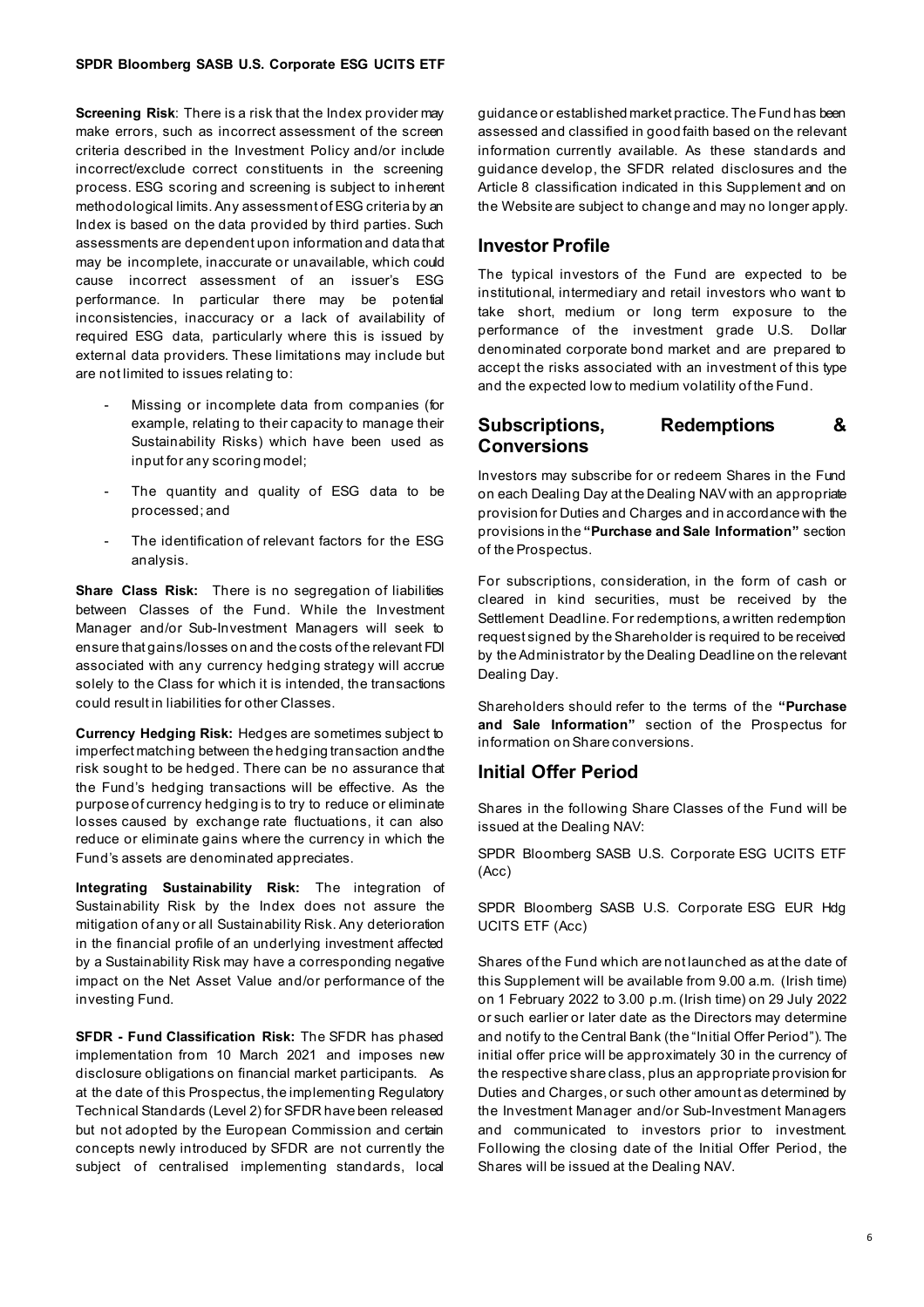**Screening Risk**: There is a risk that the Index provider may make errors, such as incorrect assessment of the screen criteria described in the Investment Policy and/or include incorrect/exclude correct constituents in the screening process. ESG scoring and screening is subject to inherent methodological limits. Any assessment of ESG criteria by an Index is based on the data provided by third parties. Such assessments are dependent upon information and data that may be incomplete, inaccurate or unavailable, which could cause incorrect assessment of an issuer's ESG performance. In particular there may be potential inconsistencies, inaccuracy or a lack of availability of required ESG data, particularly where this is issued by external data providers. These limitations may include but are not limited to issues relating to:

- Missing or incomplete data from companies (for example, relating to their capacity to manage their Sustainability Risks) which have been used as input for any scoring model;
- The quantity and quality of ESG data to be processed; and
- The identification of relevant factors for the ESG analysis.

**Share Class Risk:** There is no segregation of liabilities between Classes of the Fund. While the Investment Manager and/or Sub-Investment Managers will seek to ensure that gains/losses on and the costs of the relevant FDI associated with any currency hedging strategy will accrue solely to the Class for which it is intended, the transactions could result in liabilities for other Classes.

**Currency Hedging Risk:** Hedges are sometimes subject to imperfect matching between the hedging transaction and the risk sought to be hedged. There can be no assurance that the Fund's hedging transactions will be effective. As the purpose of currency hedging is to try to reduce or eliminate losses caused by exchange rate fluctuations, it can also reduce or eliminate gains where the currency in which the Fund's assets are denominated appreciates.

**Integrating Sustainability Risk:** The integration of Sustainability Risk by the Index does not assure the mitigation of any or all Sustainability Risk. Any deterioration in the financial profile of an underlying investment affected by a Sustainability Risk may have a corresponding negative impact on the Net Asset Value and/or performance of the investing Fund.

**SFDR - Fund Classification Risk:** The SFDR has phased implementation from 10 March 2021 and imposes new disclosure obligations on financial market participants. As at the date of this Prospectus, the implementing Regulatory Technical Standards (Level 2) for SFDR have been released but not adopted by the European Commission and certain concepts newly introduced by SFDR are not currently the subject of centralised implementing standards, local guidance or established market practice. The Fund has been assessed and classified in good faith based on the relevant information currently available. As these standards and guidance develop, the SFDR related disclosures and the Article 8 classification indicated in this Supplement and on the Website are subject to change and may no longer apply.

## Investor Profile

The typical investors of the Fund are expected to be institutional, intermediary and retail investors who want to take short, medium or long term exposure to the performance of the investment grade U.S. Dollar denominated corporate bond market and are prepared to accept the risks associated with an investment of this type and the expected low to medium volatility of the Fund.

## Subscriptions, Redemptions & Conversions

Investors may subscribe for or redeem Shares in the Fund on each Dealing Day at the Dealing NAV with an appropriate provision for Duties and Charges and in accordance with the provisions in the **"Purchase and Sale Information"** section of the Prospectus.

For subscriptions, consideration, in the form of cash or cleared in kind securities, must be received by the Settlement Deadline. For redemptions, a written redemption request signed by the Shareholder is required to be received by the Administrator by the Dealing Deadline on the relevant Dealing Day.

Shareholders should refer to the terms of the **"Purchase and Sale Information"** section of the Prospectus for information on Share conversions.

## Initial Offer Period

Shares in the following Share Classes of the Fund will be issued at the Dealing NAV:

SPDR Bloomberg SASB U.S. Corporate ESG UCITS ETF (Acc)

SPDR Bloomberg SASB U.S. Corporate ESG EUR Hdg UCITS ETF (Acc)

Shares of the Fund which are not launched as at the date of this Supplement will be available from 9.00 a.m. (Irish time) on 1 February 2022 to 3.00 p.m. (Irish time) on 29 July 2022 or such earlier or later date as the Directors may determine and notify to the Central Bank (the "Initial Offer Period"). The initial offer price will be approximately 30 in the currency of the respective share class, plus an appropriate provision for Duties and Charges, or such other amount as determined by the Investment Manager and/or Sub-Investment Managers and communicated to investors prior to investment. Following the closing date of the Initial Offer Period, the Shares will be issued at the Dealing NAV.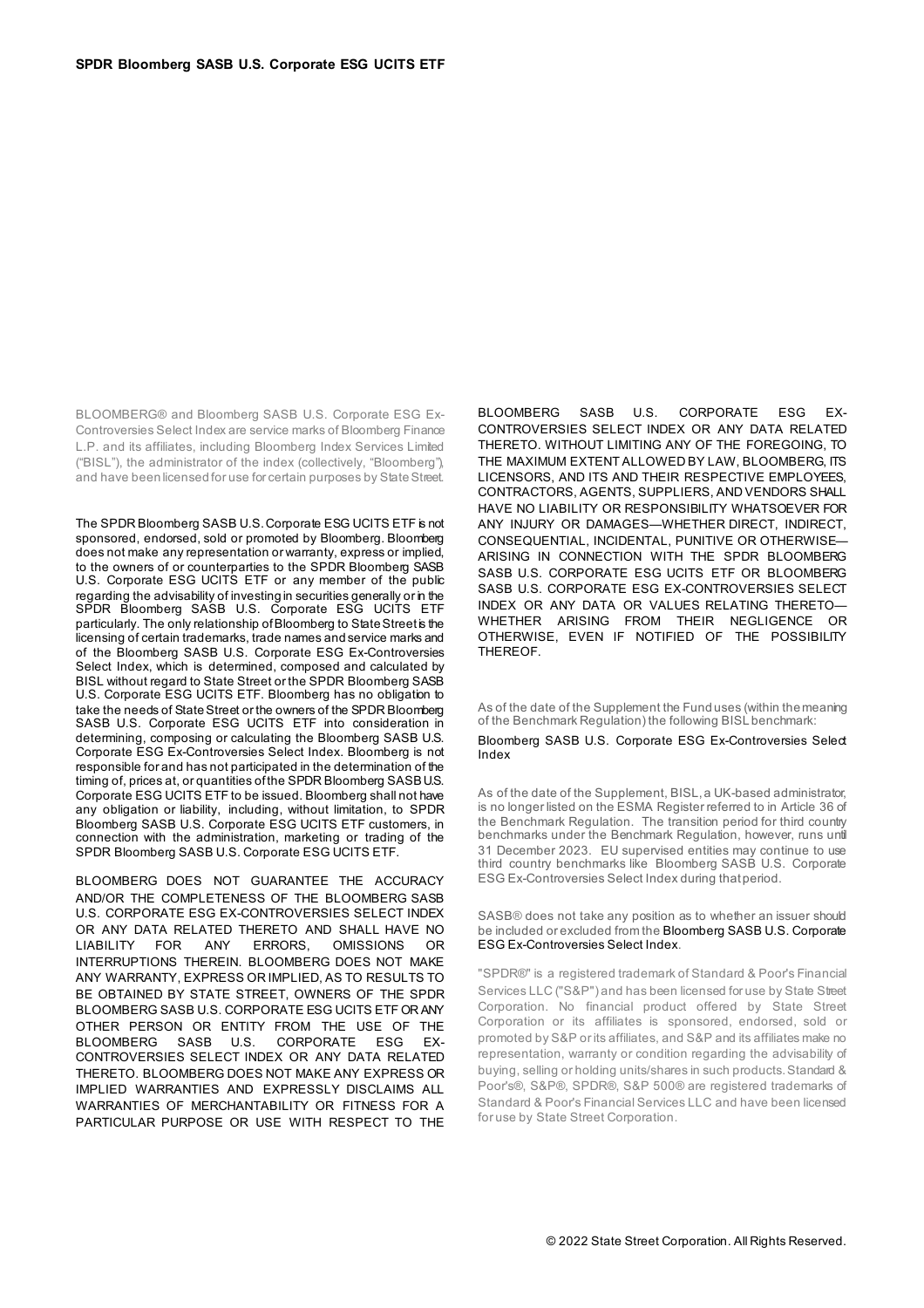BLOOMBERG® and Bloomberg SASB U.S. Corporate ESG Ex-Controversies Select Index are service marks of Bloomberg Finance L.P. and its affiliates, including Bloomberg Index Services Limited ("BISL"), the administrator of the index (collectively, "Bloomberg"), and have been licensed for use for certain purposes by State Street.

The SPDR Bloomberg SASB U.S. Corporate ESG UCITS ETF is not sponsored, endorsed, sold or promoted by Bloomberg. Bloomberg does not make any representation or warranty, express or implied, to the owners of or counterparties to the SPDR Bloomberg SASB U.S. Corporate ESG UCITS ETF or any member of the public regarding the advisability of investing in securities generally or in the SPDR Bloomberg SASB U.S. Corporate ESG UCITS ETF particularly. The only relationship of Bloomberg to State Street is the licensing of certain trademarks, trade names and service marks and of the Bloomberg SASB U.S. Corporate ESG Ex-Controversies Select Index, which is determined, composed and calculated by BISL without regard to State Street or the SPDR Bloomberg SASB U.S. Corporate ESG UCITS ETF. Bloomberg has no obligation to take the needs of State Street or the owners of the SPDR Bloomberg SASB U.S. Corporate ESG UCITS ETF into consideration in determining, composing or calculating the Bloomberg SASB U.S. Corporate ESG Ex-Controversies Select Index. Bloomberg is not responsible for and has not participated in the determination of the timing of, prices at, or quantities of the SPDR Bloomberg SASB U.S. Corporate ESG UCITS ETF to be issued. Bloomberg shall not have any obligation or liability, including, without limitation, to SPDR Bloomberg SASB U.S. Corporate ESG UCITS ETF customers, in connection with the administration, marketing or trading of the SPDR Bloomberg SASB U.S. Corporate ESG UCITS ETF.

BLOOMBERG DOES NOT GUARANTEE THE ACCURACY AND/OR THE COMPLETENESS OF THE BLOOMBERG SASB U.S. CORPORATE ESG EX-CONTROVERSIES SELECT INDEX OR ANY DATA RELATED THERETO AND SHALL HAVE NO LIABILITY FOR ANY ERRORS, OMISSIONS OR INTERRUPTIONS THEREIN. BLOOMBERG DOES NOT MAKE ANY WARRANTY, EXPRESS OR IMPLIED, AS TO RESULTS TO BE OBTAINED BY STATE STREET, OWNERS OF THE SPDR BLOOMBERG SASB U.S. CORPORATE ESG UCITS ETF OR ANY OTHER PERSON OR ENTITY FROM THE USE OF THE BLOOMBERG SASB U.S. CORPORATE ESG EX-CONTROVERSIES SELECT INDEX OR ANY DATA RELATED THERETO. BLOOMBERG DOES NOT MAKE ANY EXPRESS OR IMPLIED WARRANTIES AND EXPRESSLY DISCLAIMS ALL WARRANTIES OF MERCHANTABILITY OR FITNESS FOR A PARTICULAR PURPOSE OR USE WITH RESPECT TO THE BLOOMBERG SASB U.S. CORPORATE ESG EX-CONTROVERSIES SELECT INDEX OR ANY DATA RELATED THERETO. WITHOUT LIMITING ANY OF THE FOREGOING, TO THE MAXIMUM EXTENT ALLOWED BY LAW, BLOOMBERG, ITS LICENSORS, AND ITS AND THEIR RESPECTIVE EMPLOYEES, CONTRACTORS, AGENTS, SUPPLIERS, AND VENDORS SHALL HAVE NO LIABILITY OR RESPONSIBILITY WHATSOEVER FOR ANY INJURY OR DAMAGES—WHETHER DIRECT, INDIRECT, CONSEQUENTIAL, INCIDENTAL, PUNITIVE OR OTHERWISE—ARISING IN CONNECTION WITH THE SPDR BLOOMBERG SASB U.S. CORPORATE ESG UCITS ETF OR BLOOMBERG SASB U.S. CORPORATE ESG EX-CONTROVERSIES SELECT INDEX OR ANY DATA OR VALUES RELATING THERETO—WHETHER ARISING FROM THEIR NEGLIGENCE OR OTHERWISE, EVEN IF NOTIFIED OF THE POSSIBILITY THEREOF.

As of the date of the Supplement the Fund uses (within the meaning of the Benchmark Regulation) the following BISL benchmark:

Bloomberg SASB U.S. Corporate ESG Ex-Controversies Select Index

As of the date of the Supplement, BISL, a UK-based administrator, is no longer listed on the ESMA Register referred to in Article 36 of the Benchmark Regulation. The transition period for third country benchmarks under the Benchmark Regulation, however, runs until 31 December 2023. EU supervised entities may continue to use third country benchmarks like Bloomberg SASB U.S. Corporate ESG Ex-Controversies Select Index during that period.

SASB® does not take any position as to whether an issuer should be included or excluded from the Bloomberg SASB U.S. Corporate ESG Ex-Controversies Select Index.

"SPDR®" is a registered trademark of Standard & Poor's Financial Services LLC ("S&P") and has been licensed for use by State Street Corporation. No financial product offered by State Street Corporation or its affiliates is sponsored, endorsed, sold or promoted by S&P or its affiliates, and S&P and its affiliates make no representation, warranty or condition regarding the advisability of buying, selling or holding units/shares in such products. Standard & Poor's®, S&P®, SPDR®, S&P 500® are registered trademarks of Standard & Poor's Financial Services LLC and have been licensed for use by State Street Corporation.

© 2022 State Street Corporation. All Rights Reserved.